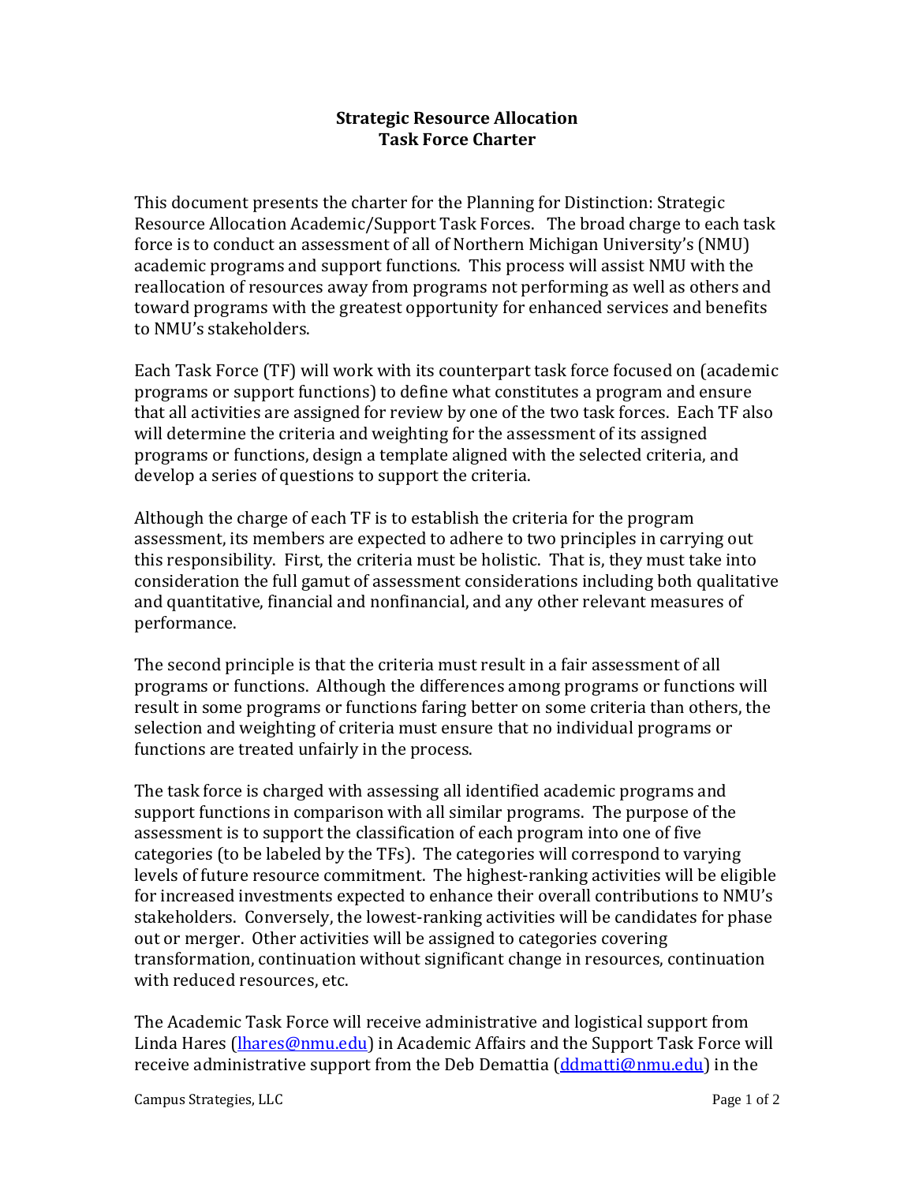**Strategic Resource Allocation**
**Task Force Charter**

This document presents the charter for the Planning for Distinction: Strategic Resource Allocation Academic/Support Task Forces. The broad charge to each task force is to conduct an assessment of all of Northern Michigan University's (NMU) academic programs and support functions. This process will assist NMU with the reallocation of resources away from programs not performing as well as others and toward programs with the greatest opportunity for enhanced services and benefits to NMU's stakeholders.

Each Task Force (TF) will work with its counterpart task force focused on (academic programs or support functions) to define what constitutes a program and ensure that all activities are assigned for review by one of the two task forces. Each TF also will determine the criteria and weighting for the assessment of its assigned programs or functions, design a template aligned with the selected criteria, and develop a series of questions to support the criteria.

Although the charge of each TF is to establish the criteria for the program assessment, its members are expected to adhere to two principles in carrying out this responsibility. First, the criteria must be holistic. That is, they must take into consideration the full gamut of assessment considerations including both qualitative and quantitative, financial and nonfinancial, and any other relevant measures of performance.

The second principle is that the criteria must result in a fair assessment of all programs or functions. Although the differences among programs or functions will result in some programs or functions faring better on some criteria than others, the selection and weighting of criteria must ensure that no individual programs or functions are treated unfairly in the process.

The task force is charged with assessing all identified academic programs and support functions in comparison with all similar programs. The purpose of the assessment is to support the classification of each program into one of five categories (to be labeled by the TFs). The categories will correspond to varying levels of future resource commitment. The highest-ranking activities will be eligible for increased investments expected to enhance their overall contributions to NMU's stakeholders. Conversely, the lowest-ranking activities will be candidates for phase out or merger. Other activities will be assigned to categories covering transformation, continuation without significant change in resources, continuation with reduced resources, etc.

The Academic Task Force will receive administrative and logistical support from Linda Hares (lhares@nmu.edu) in Academic Affairs and the Support Task Force will receive administrative support from the Deb Demattia (ddmatti@nmu.edu) in the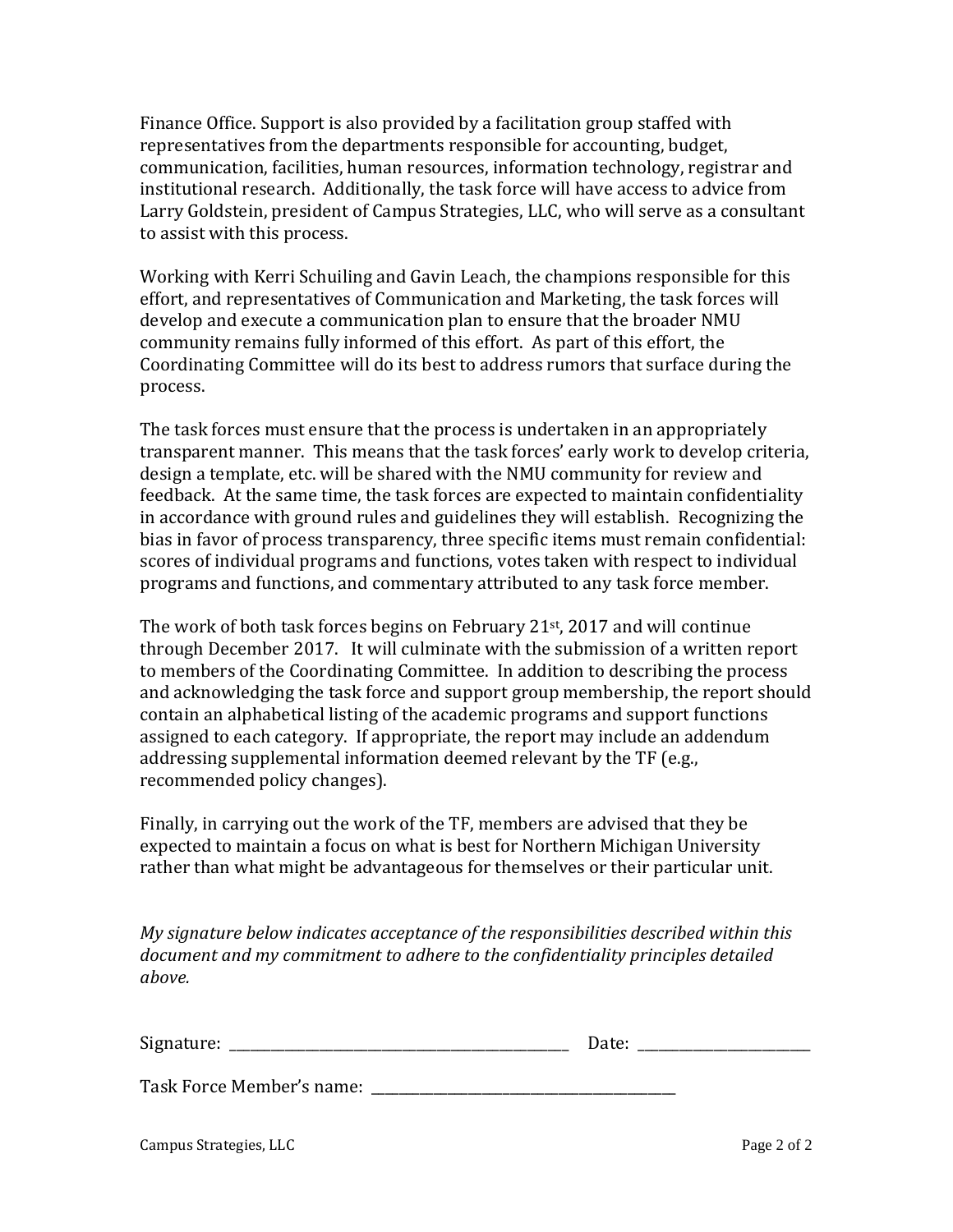Finance Office. Support is also provided by a facilitation group staffed with representatives from the departments responsible for accounting, budget, communication, facilities, human resources, information technology, registrar and institutional research. Additionally, the task force will have access to advice from Larry Goldstein, president of Campus Strategies, LLC, who will serve as a consultant to assist with this process.

Working with Kerri Schuiling and Gavin Leach, the champions responsible for this effort, and representatives of Communication and Marketing, the task forces will develop and execute a communication plan to ensure that the broader NMU community remains fully informed of this effort. As part of this effort, the Coordinating Committee will do its best to address rumors that surface during the process.

The task forces must ensure that the process is undertaken in an appropriately transparent manner. This means that the task forces' early work to develop criteria, design a template, etc. will be shared with the NMU community for review and feedback. At the same time, the task forces are expected to maintain confidentiality in accordance with ground rules and guidelines they will establish. Recognizing the bias in favor of process transparency, three specific items must remain confidential: scores of individual programs and functions, votes taken with respect to individual programs and functions, and commentary attributed to any task force member.

The work of both task forces begins on February 21st, 2017 and will continue through December 2017. It will culminate with the submission of a written report to members of the Coordinating Committee. In addition to describing the process and acknowledging the task force and support group membership, the report should contain an alphabetical listing of the academic programs and support functions assigned to each category. If appropriate, the report may include an addendum addressing supplemental information deemed relevant by the TF (e.g., recommended policy changes).

Finally, in carrying out the work of the TF, members are advised that they be expected to maintain a focus on what is best for Northern Michigan University rather than what might be advantageous for themselves or their particular unit.

*My signature below indicates acceptance of the responsibilities described within this document and my commitment to adhere to the confidentiality principles detailed above.*

Signature: ________________________________________ Date: ____________________

Task Force Member's name: ____________________________________